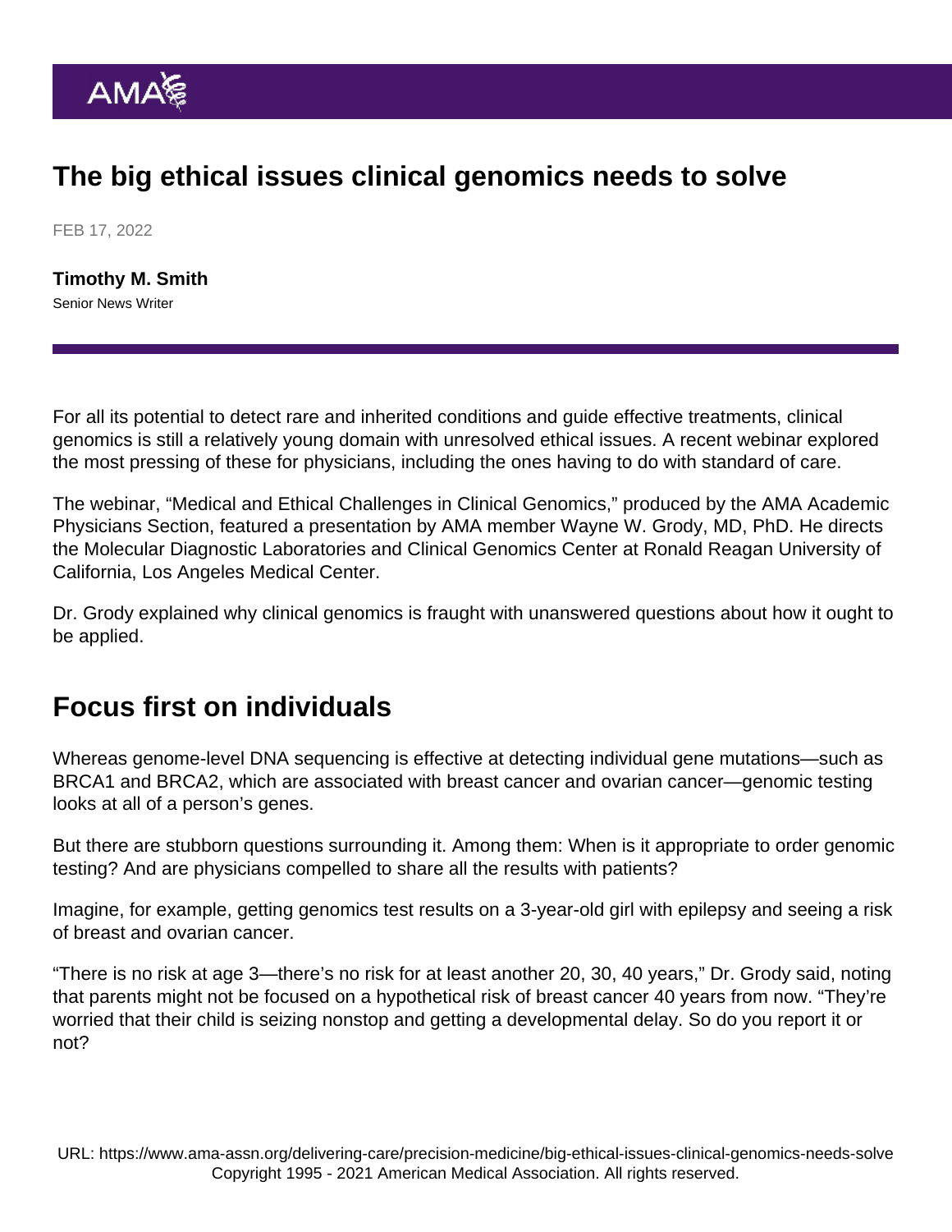# The big ethical issues clinical genomics needs to solve

FEB 17, 2022

**Timothy M. Smith**
Senior News Writer

For all its potential to detect rare and inherited conditions and guide effective treatments, clinical genomics is still a relatively young domain with unresolved ethical issues. A recent webinar explored the most pressing of these for physicians, including the ones having to do with standard of care.

The webinar, "Medical and Ethical Challenges in Clinical Genomics," produced by the AMA Academic Physicians Section, featured a presentation by AMA member Wayne W. Grody, MD, PhD. He directs the Molecular Diagnostic Laboratories and Clinical Genomics Center at Ronald Reagan University of California, Los Angeles Medical Center.

Dr. Grody explained why clinical genomics is fraught with unanswered questions about how it ought to be applied.

## Focus first on individuals

Whereas genome-level DNA sequencing is effective at detecting individual gene mutations—such as BRCA1 and BRCA2, which are associated with breast cancer and ovarian cancer—genomic testing looks at all of a person's genes.

But there are stubborn questions surrounding it. Among them: When is it appropriate to order genomic testing? And are physicians compelled to share all the results with patients?

Imagine, for example, getting genomics test results on a 3-year-old girl with epilepsy and seeing a risk of breast and ovarian cancer.

"There is no risk at age 3—there's no risk for at least another 20, 30, 40 years," Dr. Grody said, noting that parents might not be focused on a hypothetical risk of breast cancer 40 years from now. "They're worried that their child is seizing nonstop and getting a developmental delay. So do you report it or not?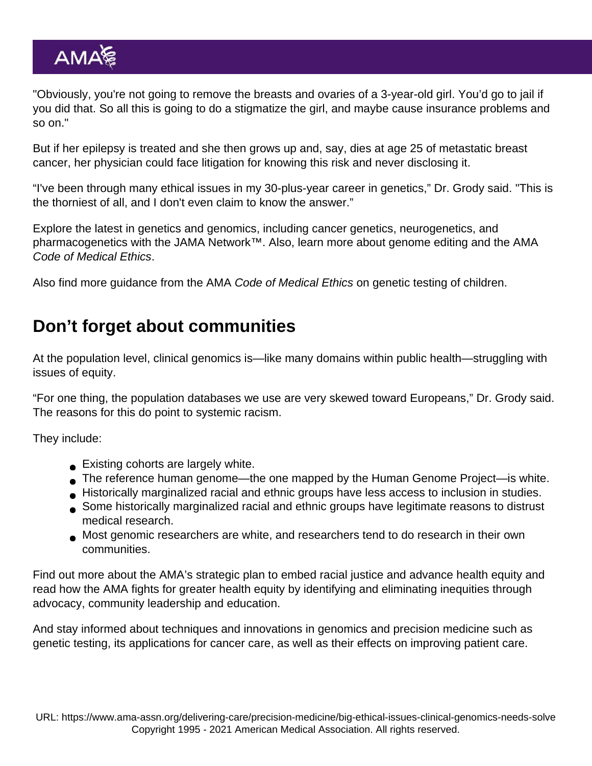"Obviously, you're not going to remove the breasts and ovaries of a 3-year-old girl. You'd go to jail if you did that. So all this is going to do a stigmatize the girl, and maybe cause insurance problems and so on."

But if her epilepsy is treated and she then grows up and, say, dies at age 25 of metastatic breast cancer, her physician could face litigation for knowing this risk and never disclosing it.

"I've been through many ethical issues in my 30-plus-year career in genetics," Dr. Grody said. "This is the thorniest of all, and I don't even claim to know the answer."

Explore the latest in genetics and genomics, including cancer genetics, neurogenetics, and pharmacogenetics with the JAMA Network™. Also, learn more about genome editing and the AMA *Code of Medical Ethics*.

Also find more guidance from the AMA *Code of Medical Ethics* on genetic testing of children.

## Don't forget about communities

At the population level, clinical genomics is—like many domains within public health—struggling with issues of equity.

"For one thing, the population databases we use are very skewed toward Europeans," Dr. Grody said. The reasons for this do point to systemic racism.

They include:

- Existing cohorts are largely white.
- The reference human genome—the one mapped by the Human Genome Project—is white.
- Historically marginalized racial and ethnic groups have less access to inclusion in studies.
- Some historically marginalized racial and ethnic groups have legitimate reasons to distrust medical research.
- Most genomic researchers are white, and researchers tend to do research in their own communities.

Find out more about the AMA's strategic plan to embed racial justice and advance health equity and read how the AMA fights for greater health equity by identifying and eliminating inequities through advocacy, community leadership and education.

And stay informed about techniques and innovations in genomics and precision medicine such as genetic testing, its applications for cancer care, as well as their effects on improving patient care.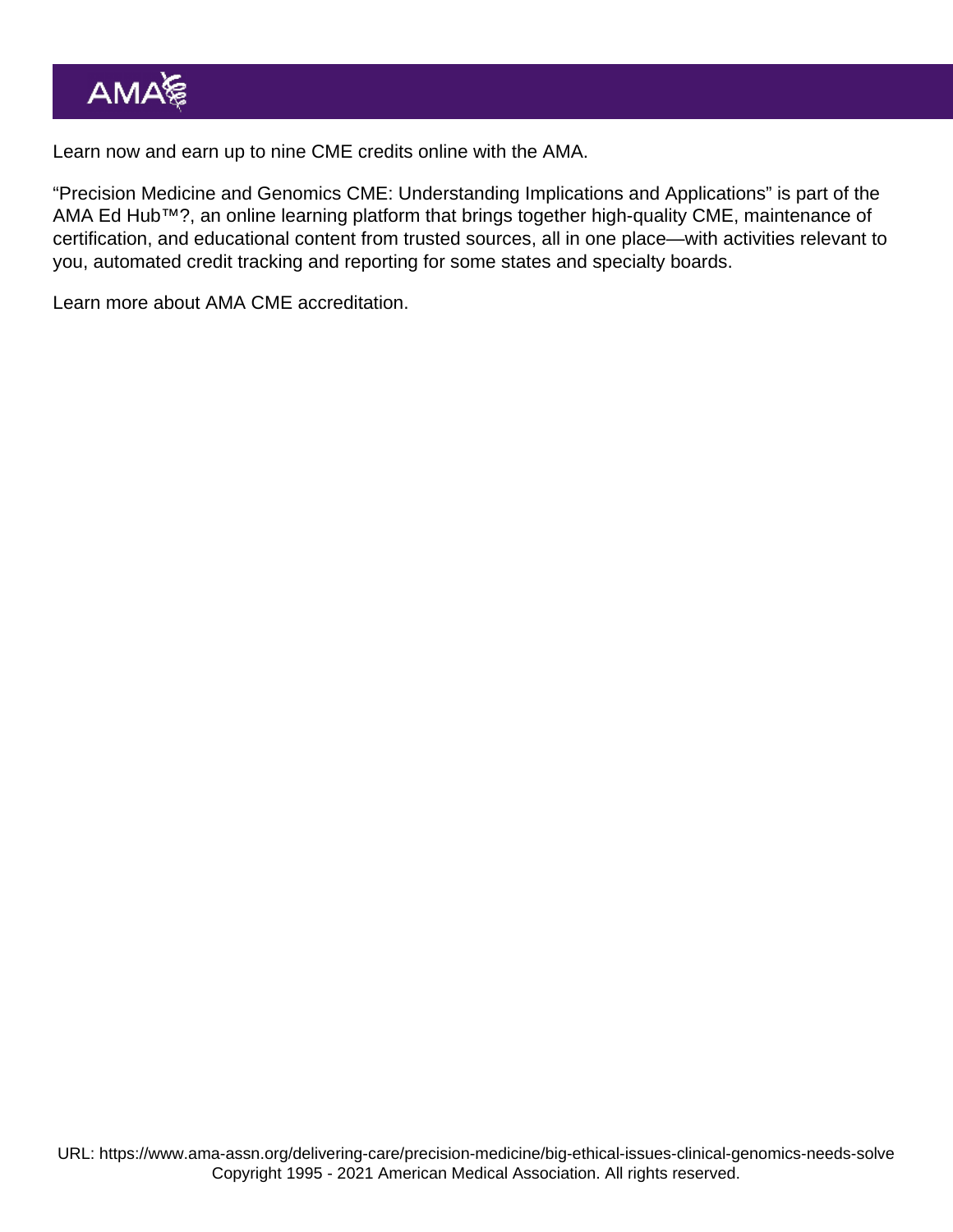Learn now and earn up to nine CME credits online with the AMA.

“Precision Medicine and Genomics CME: Understanding Implications and Applications” is part of the AMA Ed Hub™?, an online learning platform that brings together high-quality CME, maintenance of certification, and educational content from trusted sources, all in one place—with activities relevant to you, automated credit tracking and reporting for some states and specialty boards.

Learn more about AMA CME accreditation.